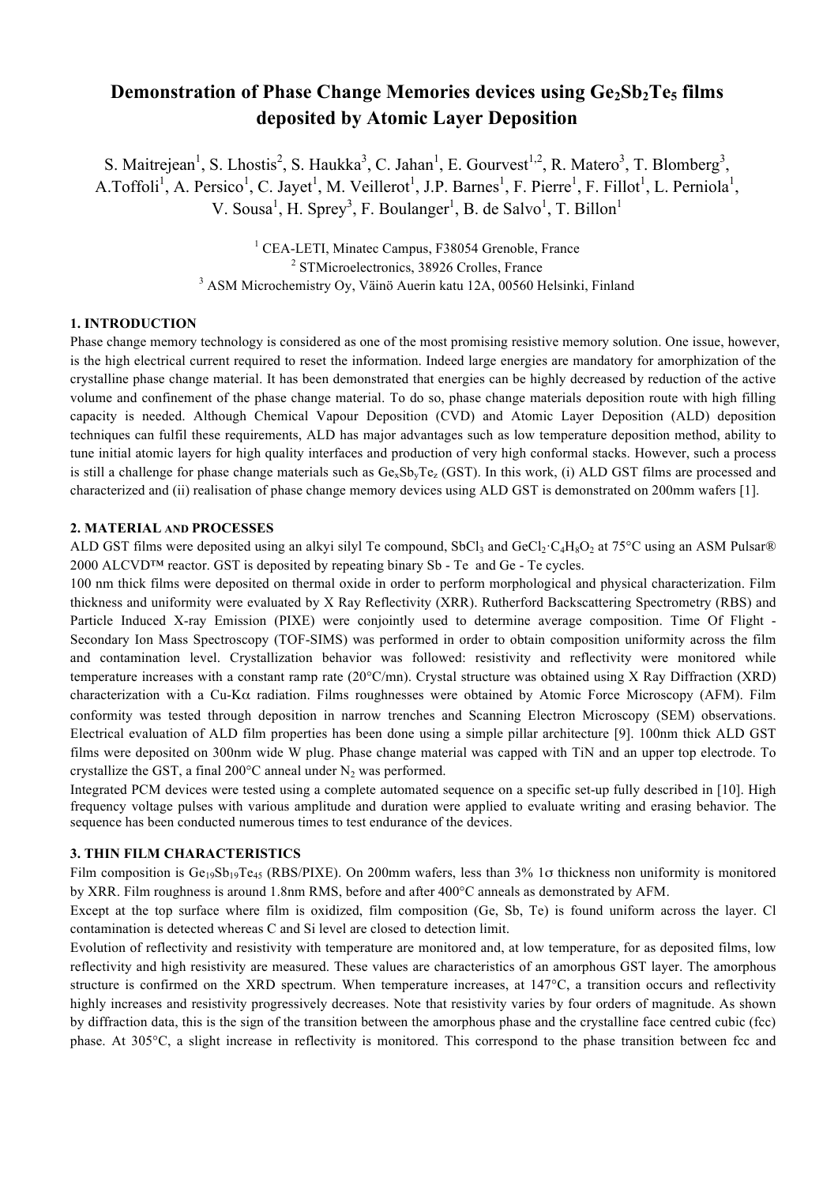# Demonstration of Phase Change Memories devices using $Ge_2Sb_2Te_5$ films deposited by Atomic Layer Deposition

S. Maitrejean[1], S. Lhostis[2], S. Haukka[3], C. Jahan[1], E. Gourvest[1,2], R. Matero[3], T. Blomberg[3], A.Toffoli[1], A. Persico[1], C. Jayet[1], M. Veillerot[1], J.P. Barnes[1], F. Pierre[1], F. Fillot[1], L. Perniola[1], V. Sousa[1], H. Sprey[3], F. Boulanger[1], B. de Salvo[1], T. Billon[1]

[1] CEA-LETI, Minatec Campus, F38054 Grenoble, France
[2] STMicroelectronics, 38926 Crolles, France
[3] ASM Microchemistry Oy, Väinö Auerin katu 12A, 00560 Helsinki, Finland

## 1. INTRODUCTION

Phase change memory technology is considered as one of the most promising resistive memory solution. One issue, however, is the high electrical current required to reset the information. Indeed large energies are mandatory for amorphization of the crystalline phase change material. It has been demonstrated that energies can be highly decreased by reduction of the active volume and confinement of the phase change material. To do so, phase change materials deposition route with high filling capacity is needed. Although Chemical Vapour Deposition (CVD) and Atomic Layer Deposition (ALD) deposition techniques can fulfil these requirements, ALD has major advantages such as low temperature deposition method, ability to tune initial atomic layers for high quality interfaces and production of very high conformal stacks. However, such a process is still a challenge for phase change materials such as $Ge_xSb_yTe_z$ (GST). In this work, (i) ALD GST films are processed and characterized and (ii) realisation of phase change memory devices using ALD GST is demonstrated on 200mm wafers [1].

## 2. MATERIAL AND PROCESSES

ALD GST films were deposited using an alkyi silyl Te compound, $SbCl_3$ and $GeCl_2{\cdot}C_4H_8O_2$ at 75°C using an ASM Pulsar® 2000 ALCVD™ reactor. GST is deposited by repeating binary Sb - Te and Ge - Te cycles.

100 nm thick films were deposited on thermal oxide in order to perform morphological and physical characterization. Film thickness and uniformity were evaluated by X Ray Reflectivity (XRR). Rutherford Backscattering Spectrometry (RBS) and Particle Induced X-ray Emission (PIXE) were conjointly used to determine average composition. Time Of Flight - Secondary Ion Mass Spectroscopy (TOF-SIMS) was performed in order to obtain composition uniformity across the film and contamination level. Crystallization behavior was followed: resistivity and reflectivity were monitored while temperature increases with a constant ramp rate (20°C/mn). Crystal structure was obtained using X Ray Diffraction (XRD) characterization with a Cu-K$\alpha$ radiation. Films roughnesses were obtained by Atomic Force Microscopy (AFM). Film conformity was tested through deposition in narrow trenches and Scanning Electron Microscopy (SEM) observations. Electrical evaluation of ALD film properties has been done using a simple pillar architecture [9]. 100nm thick ALD GST films were deposited on 300nm wide W plug. Phase change material was capped with TiN and an upper top electrode. To crystallize the GST, a final 200°C anneal under $N_2$ was performed.

Integrated PCM devices were tested using a complete automated sequence on a specific set-up fully described in [10]. High frequency voltage pulses with various amplitude and duration were applied to evaluate writing and erasing behavior. The sequence has been conducted numerous times to test endurance of the devices.

## 3. THIN FILM CHARACTERISTICS

Film composition is $Ge_{19}Sb_{19}Te_{45}$ (RBS/PIXE). On 200mm wafers, less than 3% 1$\sigma$ thickness non uniformity is monitored by XRR. Film roughness is around 1.8nm RMS, before and after 400°C anneals as demonstrated by AFM.

Except at the top surface where film is oxidized, film composition (Ge, Sb, Te) is found uniform across the layer. Cl contamination is detected whereas C and Si level are closed to detection limit.

Evolution of reflectivity and resistivity with temperature are monitored and, at low temperature, for as deposited films, low reflectivity and high resistivity are measured. These values are characteristics of an amorphous GST layer. The amorphous structure is confirmed on the XRD spectrum. When temperature increases, at 147°C, a transition occurs and reflectivity highly increases and resistivity progressively decreases. Note that resistivity varies by four orders of magnitude. As shown by diffraction data, this is the sign of the transition between the amorphous phase and the crystalline face centred cubic (fcc) phase. At 305°C, a slight increase in reflectivity is monitored. This correspond to the phase transition between fcc and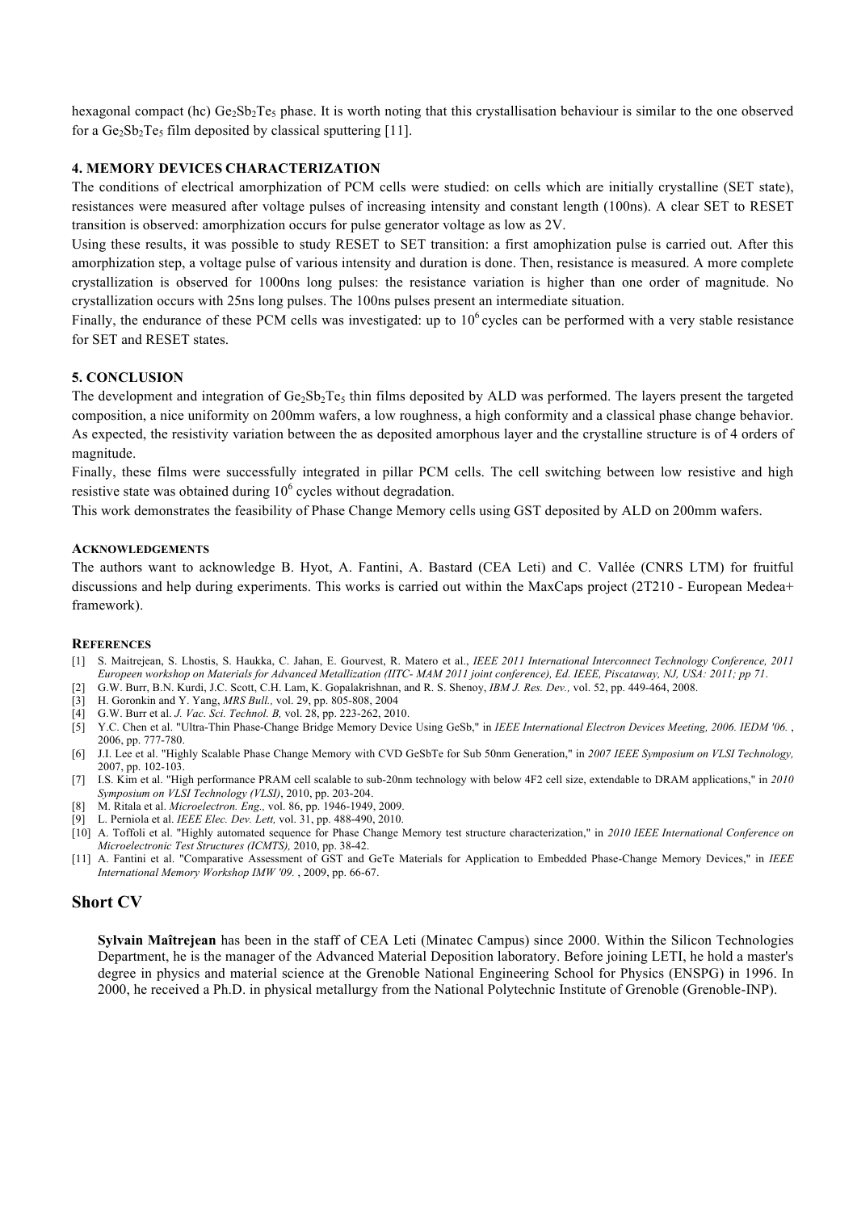hexagonal compact (hc) $Ge_2Sb_2Te_5$ phase. It is worth noting that this crystallisation behaviour is similar to the one observed for a $Ge_2Sb_2Te_5$ film deposited by classical sputtering [11].

### 4. MEMORY DEVICES CHARACTERIZATION

The conditions of electrical amorphization of PCM cells were studied: on cells which are initially crystalline (SET state), resistances were measured after voltage pulses of increasing intensity and constant length (100ns). A clear SET to RESET transition is observed: amorphization occurs for pulse generator voltage as low as 2V.

Using these results, it was possible to study RESET to SET transition: a first amophization pulse is carried out. After this amorphization step, a voltage pulse of various intensity and duration is done. Then, resistance is measured. A more complete crystallization is observed for 1000ns long pulses: the resistance variation is higher than one order of magnitude. No crystallization occurs with 25ns long pulses. The 100ns pulses present an intermediate situation.

Finally, the endurance of these PCM cells was investigated: up to $10^6$ cycles can be performed with a very stable resistance for SET and RESET states.

### 5. CONCLUSION

The development and integration of $Ge_2Sb_2Te_5$ thin films deposited by ALD was performed. The layers present the targeted composition, a nice uniformity on 200mm wafers, a low roughness, a high conformity and a classical phase change behavior. As expected, the resistivity variation between the as deposited amorphous layer and the crystalline structure is of 4 orders of magnitude.

Finally, these films were successfully integrated in pillar PCM cells. The cell switching between low resistive and high resistive state was obtained during $10^6$ cycles without degradation.

This work demonstrates the feasibility of Phase Change Memory cells using GST deposited by ALD on 200mm wafers.

#### ACKNOWLEDGEMENTS

The authors want to acknowledge B. Hyot, A. Fantini, A. Bastard (CEA Leti) and C. Vallée (CNRS LTM) for fruitful discussions and help during experiments. This works is carried out within the MaxCaps project (2T210 - European Medea+ framework).

#### REFERENCES

- [1] S. Maitrejean, S. Lhostis, S. Haukka, C. Jahan, E. Gourvest, R. Matero et al., *IEEE 2011 International Interconnect Technology Conference, 2011 Europeen workshop on Materials for Advanced Metallization (IITC- MAM 2011 joint conference), Ed. IEEE, Piscataway, NJ, USA: 2011; pp 71*.
- [2] G.W. Burr, B.N. Kurdi, J.C. Scott, C.H. Lam, K. Gopalakrishnan, and R. S. Shenoy, *IBM J. Res. Dev.,* vol. 52, pp. 449-464, 2008.
- [3] H. Goronkin and Y. Yang, *MRS Bull.,* vol. 29, pp. 805-808, 2004
- [4] G.W. Burr et al. *J. Vac. Sci. Technol. B,* vol. 28, pp. 223-262, 2010.
- [5] Y.C. Chen et al. "Ultra-Thin Phase-Change Bridge Memory Device Using GeSb," in *IEEE International Electron Devices Meeting, 2006. IEDM '06.* , 2006, pp. 777-780.
- [6] J.I. Lee et al. "Highly Scalable Phase Change Memory with CVD GeSbTe for Sub 50nm Generation," in *2007 IEEE Symposium on VLSI Technology,* 2007, pp. 102-103.
- [7] I.S. Kim et al. "High performance PRAM cell scalable to sub-20nm technology with below 4F2 cell size, extendable to DRAM applications," in *2010 Symposium on VLSI Technology (VLSI)*, 2010, pp. 203-204.
- [8] M. Ritala et al. *Microelectron. Eng.,* vol. 86, pp. 1946-1949, 2009.
- [9] L. Perniola et al. *IEEE Elec. Dev. Lett,* vol. 31, pp. 488-490, 2010.
- [10] A. Toffoli et al. "Highly automated sequence for Phase Change Memory test structure characterization," in *2010 IEEE International Conference on Microelectronic Test Structures (ICMTS),* 2010, pp. 38-42.
- [11] A. Fantini et al. "Comparative Assessment of GST and GeTe Materials for Application to Embedded Phase-Change Memory Devices," in *IEEE International Memory Workshop IMW '09.* , 2009, pp. 66-67.

## Short CV

**Sylvain Maîtrejean** has been in the staff of CEA Leti (Minatec Campus) since 2000. Within the Silicon Technologies Department, he is the manager of the Advanced Material Deposition laboratory. Before joining LETI, he hold a master's degree in physics and material science at the Grenoble National Engineering School for Physics (ENSPG) in 1996. In 2000, he received a Ph.D. in physical metallurgy from the National Polytechnic Institute of Grenoble (Grenoble-INP).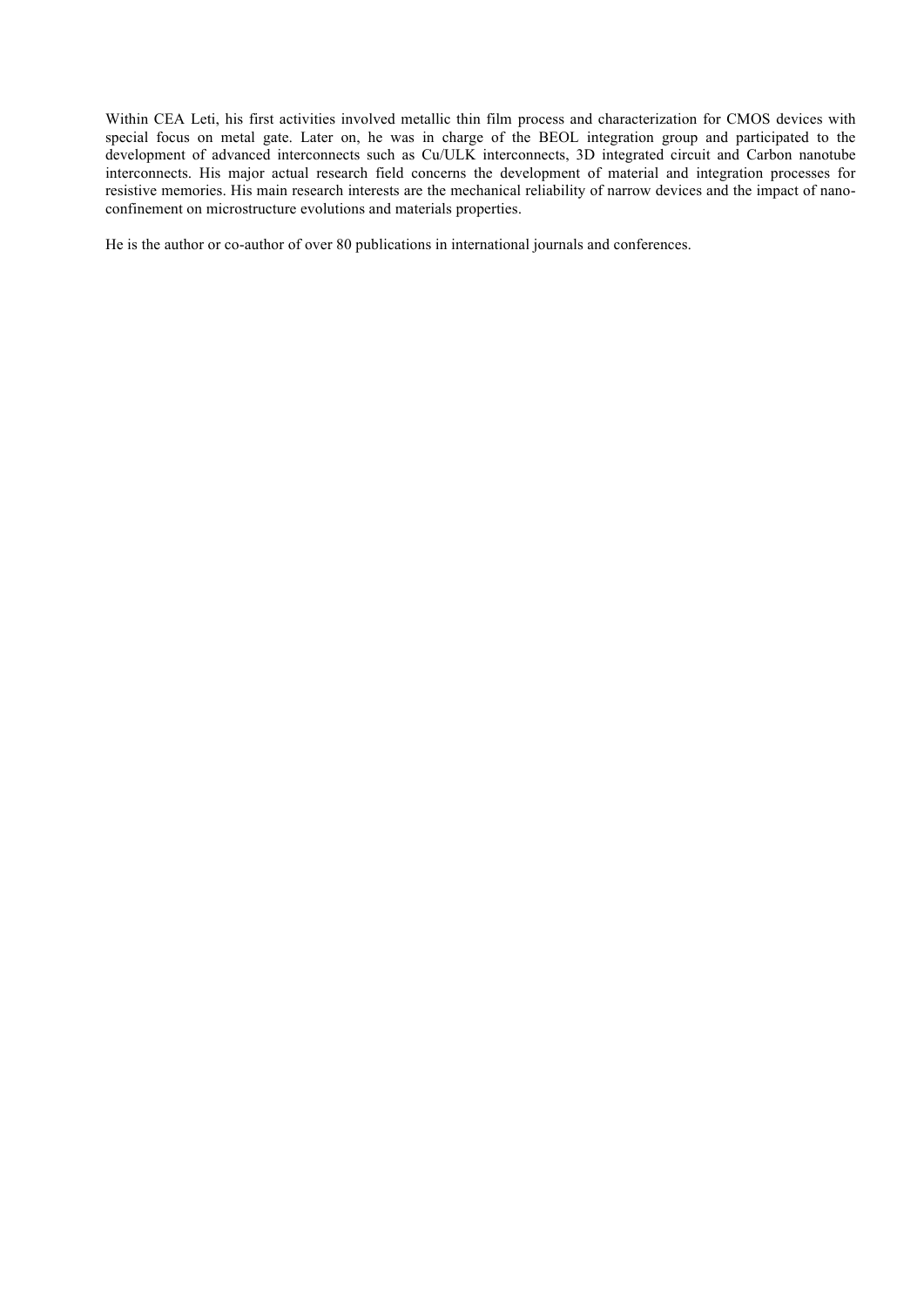Within CEA Leti, his first activities involved metallic thin film process and characterization for CMOS devices with special focus on metal gate. Later on, he was in charge of the BEOL integration group and participated to the development of advanced interconnects such as Cu/ULK interconnects, 3D integrated circuit and Carbon nanotube interconnects. His major actual research field concerns the development of material and integration processes for resistive memories. His main research interests are the mechanical reliability of narrow devices and the impact of nano-confinement on microstructure evolutions and materials properties.

He is the author or co-author of over 80 publications in international journals and conferences.